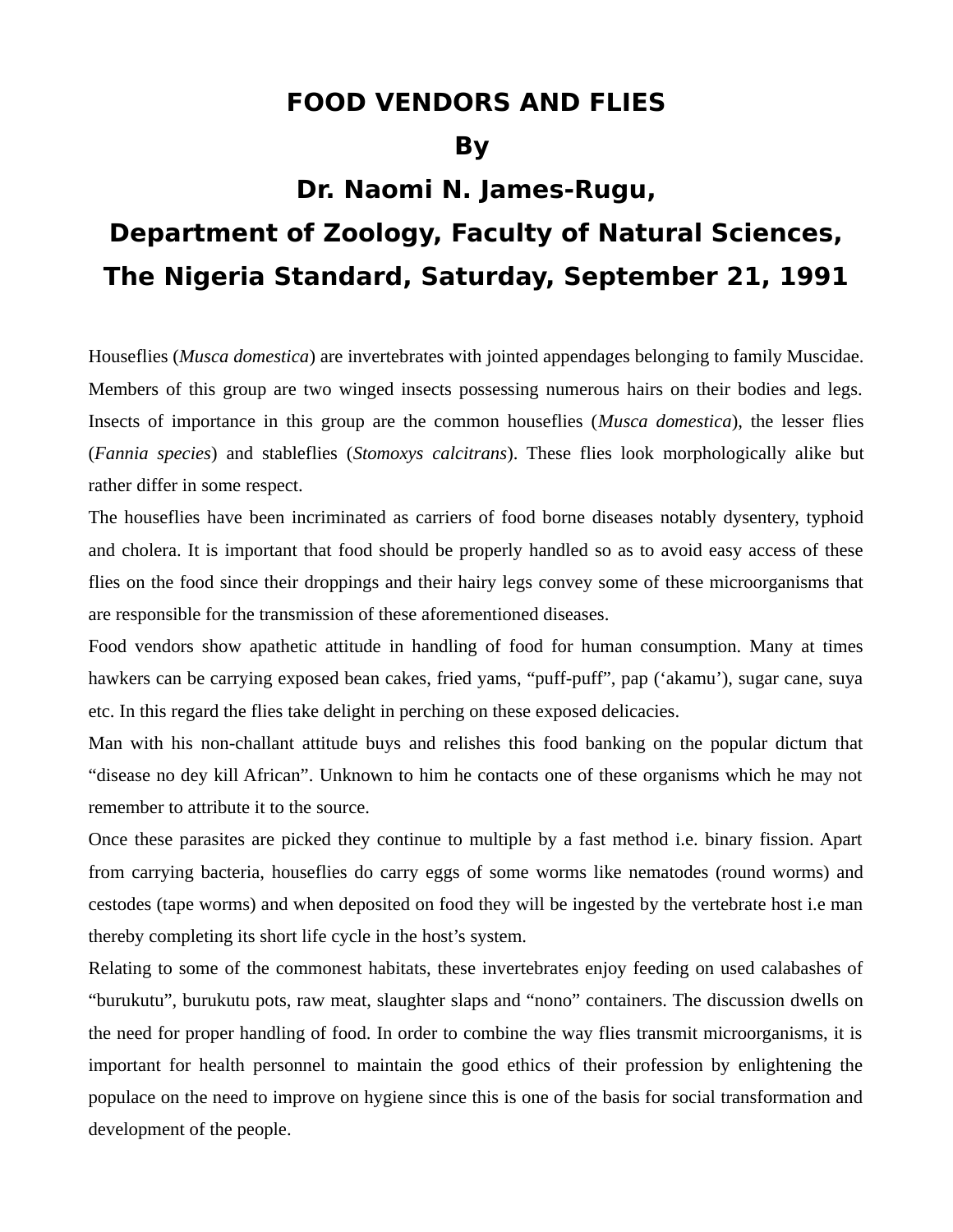# FOOD VENDORS AND FLIES

**By**

**Dr. Naomi N. James-Rugu,**

**Department of Zoology, Faculty of Natural Sciences,**

**The Nigeria Standard, Saturday, September 21, 1991**

Houseflies (*Musca domestica*) are invertebrates with jointed appendages belonging to family Muscidae. Members of this group are two winged insects possessing numerous hairs on their bodies and legs. Insects of importance in this group are the common houseflies (*Musca domestica*), the lesser flies (*Fannia species*) and stableflies (*Stomoxys calcitrans*). These flies look morphologically alike but rather differ in some respect.

The houseflies have been incriminated as carriers of food borne diseases notably dysentery, typhoid and cholera. It is important that food should be properly handled so as to avoid easy access of these flies on the food since their droppings and their hairy legs convey some of these microorganisms that are responsible for the transmission of these aforementioned diseases.

Food vendors show apathetic attitude in handling of food for human consumption. Many at times hawkers can be carrying exposed bean cakes, fried yams, "puff-puff", pap ('akamu'), sugar cane, suya etc. In this regard the flies take delight in perching on these exposed delicacies.

Man with his non-challant attitude buys and relishes this food banking on the popular dictum that "disease no dey kill African". Unknown to him he contacts one of these organisms which he may not remember to attribute it to the source.

Once these parasites are picked they continue to multiple by a fast method i.e. binary fission. Apart from carrying bacteria, houseflies do carry eggs of some worms like nematodes (round worms) and cestodes (tape worms) and when deposited on food they will be ingested by the vertebrate host i.e man thereby completing its short life cycle in the host's system.

Relating to some of the commonest habitats, these invertebrates enjoy feeding on used calabashes of "burukutu", burukutu pots, raw meat, slaughter slaps and "nono" containers. The discussion dwells on the need for proper handling of food. In order to combine the way flies transmit microorganisms, it is important for health personnel to maintain the good ethics of their profession by enlightening the populace on the need to improve on hygiene since this is one of the basis for social transformation and development of the people.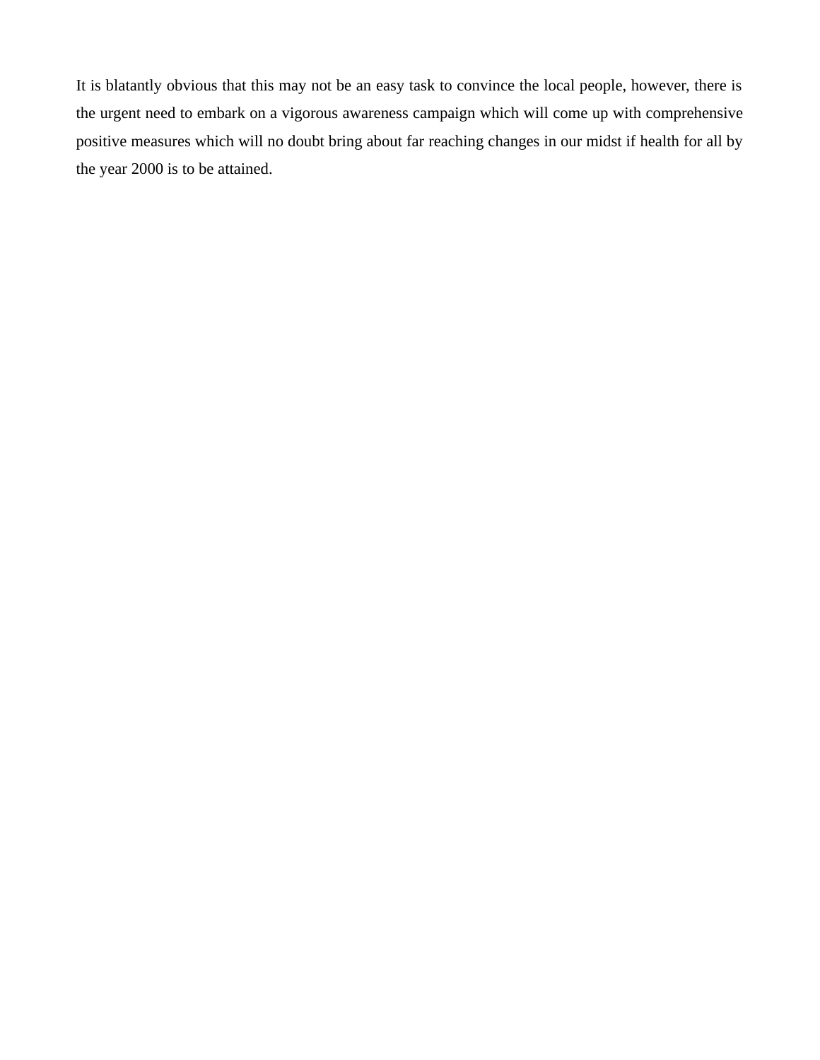It is blatantly obvious that this may not be an easy task to convince the local people, however, there is the urgent need to embark on a vigorous awareness campaign which will come up with comprehensive positive measures which will no doubt bring about far reaching changes in our midst if health for all by the year 2000 is to be attained.